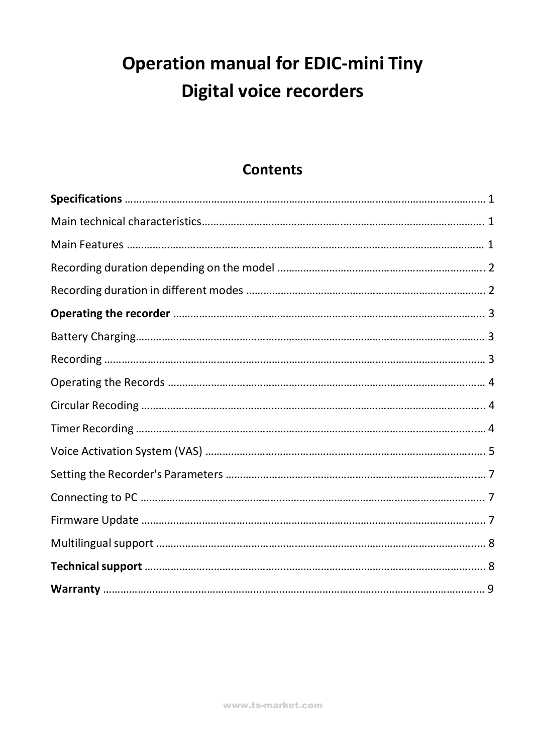# Operation manual for EDIC-mini Tiny Digital voice recorders

## Contents

**Specifications** ........................................................................................................................ 1

Main technical characteristics.................................................................................................... 1

Main Features ............................................................................................................................ 1

Recording duration depending on the model ........................................................................... 2

Recording duration in different modes ..................................................................................... 2

**Operating the recorder** .............................................................................................................. 3

Battery Charging.......................................................................................................................... 3

Recording .................................................................................................................................... 3

Operating the Records ................................................................................................................ 4

Circular Recoding ......................................................................................................................... 4

Timer Recording .......................................................................................................................... 4

Voice Activation System (VAS) .................................................................................................... 5

Setting the Recorder's Parameters ............................................................................................. 7

Connecting to PC ......................................................................................................................... 7

Firmware Update ........................................................................................................................ 7

Multilingual support ................................................................................................................... 8

**Technical support** ........................................................................................................................ 8

**Warranty** ...................................................................................................................................... 9

www.ts-market.com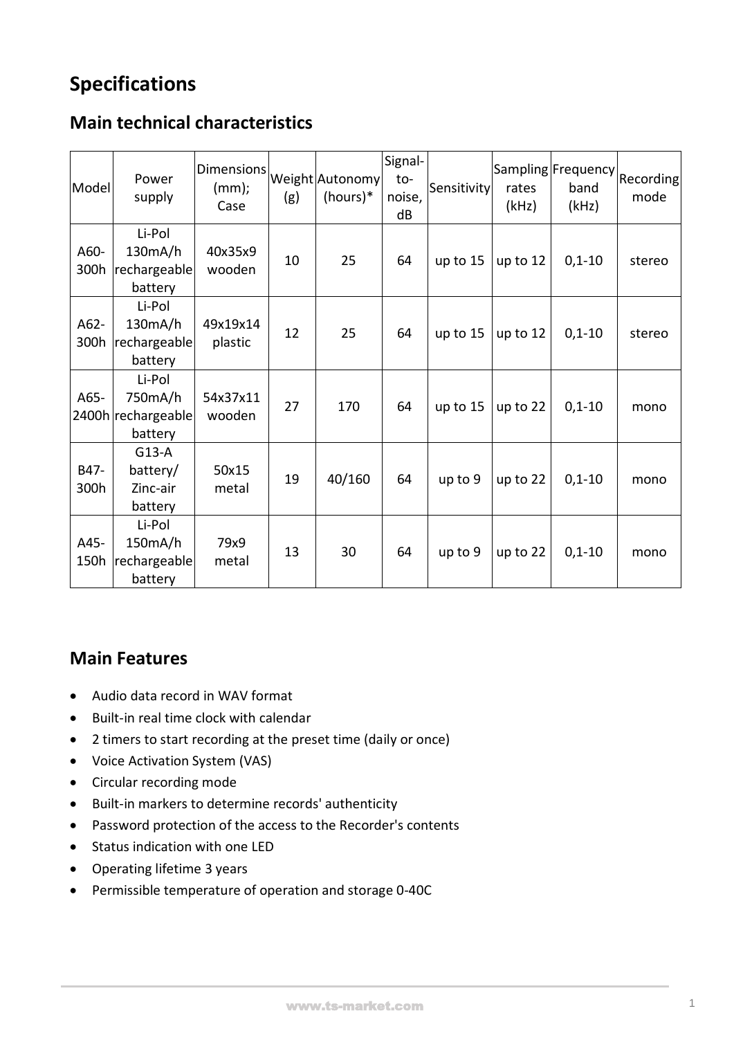# Specifications

## Main technical characteristics

| Model | Power supply | Dimensions (mm); Case | Weight (g) | Autonomy (hours)* | Signal-to-noise, dB | Sensitivity | Sampling rates (kHz) | Frequency band (kHz) | Recording mode |
|---|---|---|---|---|---|---|---|---|---|
| A60-300h | Li-Pol 130mA/h rechargeable battery | 40x35x9 wooden | 10 | 25 | 64 | up to 15 | up to 12 | 0,1-10 | stereo |
| A62-300h | Li-Pol 130mA/h rechargeable battery | 49x19x14 plastic | 12 | 25 | 64 | up to 15 | up to 12 | 0,1-10 | stereo |
| A65-2400h | Li-Pol 750mA/h rechargeable battery | 54x37x11 wooden | 27 | 170 | 64 | up to 15 | up to 22 | 0,1-10 | mono |
| B47-300h | G13-A battery/ Zinc-air battery | 50x15 metal | 19 | 40/160 | 64 | up to 9 | up to 22 | 0,1-10 | mono |
| A45-150h | Li-Pol 150mA/h rechargeable battery | 79x9 metal | 13 | 30 | 64 | up to 9 | up to 22 | 0,1-10 | mono |

## Main Features

- Audio data record in WAV format
- Built-in real time clock with calendar
- 2 timers to start recording at the preset time (daily or once)
- Voice Activation System (VAS)
- Circular recording mode
- Built-in markers to determine records' authenticity
- Password protection of the access to the Recorder's contents
- Status indication with one LED
- Operating lifetime 3 years
- Permissible temperature of operation and storage 0-40C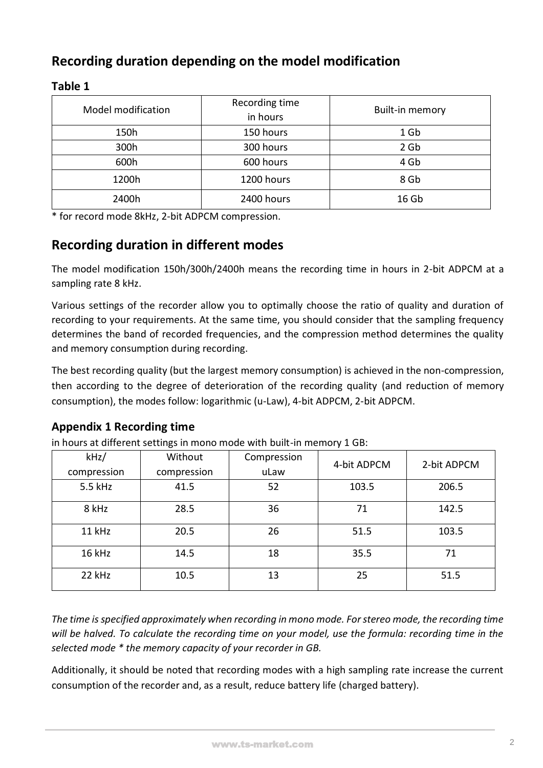## Recording duration depending on the model modification

### Table 1

| Model modification | Recording time in hours | Built-in memory |
|---|---|---|
| 150h | 150 hours | 1 Gb |
| 300h | 300 hours | 2 Gb |
| 600h | 600 hours | 4 Gb |
| 1200h | 1200 hours | 8 Gb |
| 2400h | 2400 hours | 16 Gb |

* for record mode 8kHz, 2-bit ADPCM compression.

## Recording duration in different modes

The model modification 150h/300h/2400h means the recording time in hours in 2-bit ADPCM at a sampling rate 8 kHz.

Various settings of the recorder allow you to optimally choose the ratio of quality and duration of recording to your requirements. At the same time, you should consider that the sampling frequency determines the band of recorded frequencies, and the compression method determines the quality and memory consumption during recording.

The best recording quality (but the largest memory consumption) is achieved in the non-compression, then according to the degree of deterioration of the recording quality (and reduction of memory consumption), the modes follow: logarithmic (u-Law), 4-bit ADPCM, 2-bit ADPCM.

### Appendix 1 Recording time

in hours at different settings in mono mode with built-in memory 1 GB:

| kHz/ compression | Without compression | Compression uLaw | 4-bit ADPCM | 2-bit ADPCM |
|---|---|---|---|---|
| 5.5 kHz | 41.5 | 52 | 103.5 | 206.5 |
| 8 kHz | 28.5 | 36 | 71 | 142.5 |
| 11 kHz | 20.5 | 26 | 51.5 | 103.5 |
| 16 kHz | 14.5 | 18 | 35.5 | 71 |
| 22 kHz | 10.5 | 13 | 25 | 51.5 |

*The time is specified approximately when recording in mono mode. For stereo mode, the recording time will be halved. To calculate the recording time on your model, use the formula: recording time in the selected mode * the memory capacity of your recorder in GB.*

Additionally, it should be noted that recording modes with a high sampling rate increase the current consumption of the recorder and, as a result, reduce battery life (charged battery).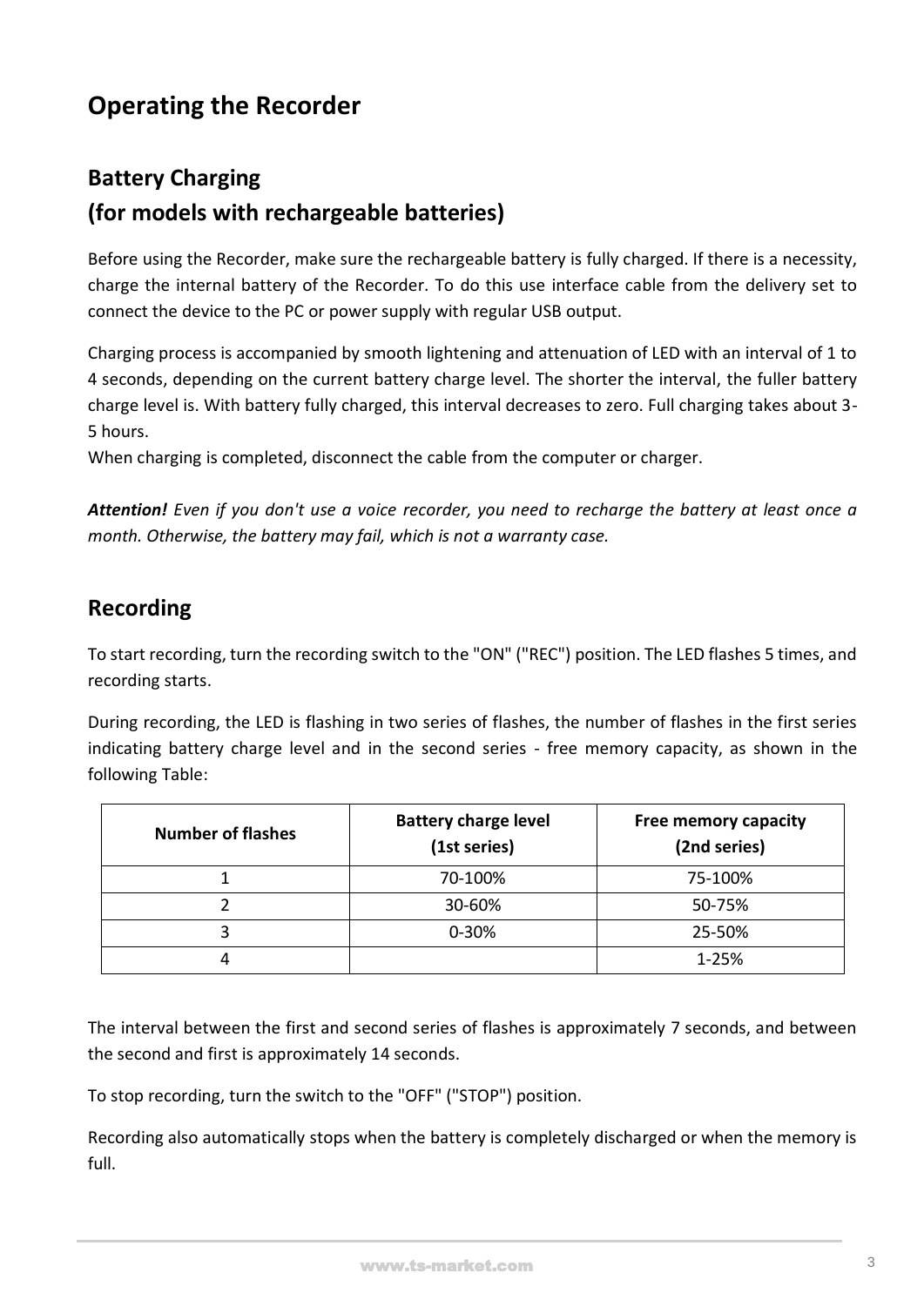# Operating the Recorder

## Battery Charging
## (for models with rechargeable batteries)

Before using the Recorder, make sure the rechargeable battery is fully charged. If there is a necessity, charge the internal battery of the Recorder. To do this use interface cable from the delivery set to connect the device to the PC or power supply with regular USB output.

Charging process is accompanied by smooth lightening and attenuation of LED with an interval of 1 to 4 seconds, depending on the current battery charge level. The shorter the interval, the fuller battery charge level is. With battery fully charged, this interval decreases to zero. Full charging takes about 3-5 hours.
When charging is completed, disconnect the cable from the computer or charger.

***Attention!*** *Even if you don't use a voice recorder, you need to recharge the battery at least once a month. Otherwise, the battery may fail, which is not a warranty case.*

## Recording

To start recording, turn the recording switch to the "ON" ("REC") position. The LED flashes 5 times, and recording starts.

During recording, the LED is flashing in two series of flashes, the number of flashes in the first series indicating battery charge level and in the second series - free memory capacity, as shown in the following Table:

| Number of flashes | Battery charge level (1st series) | Free memory capacity (2nd series) |
|---|---|---|
| 1 | 70-100% | 75-100% |
| 2 | 30-60% | 50-75% |
| 3 | 0-30% | 25-50% |
| 4 | | 1-25% |

The interval between the first and second series of flashes is approximately 7 seconds, and between the second and first is approximately 14 seconds.

To stop recording, turn the switch to the "OFF" ("STOP") position.

Recording also automatically stops when the battery is completely discharged or when the memory is full.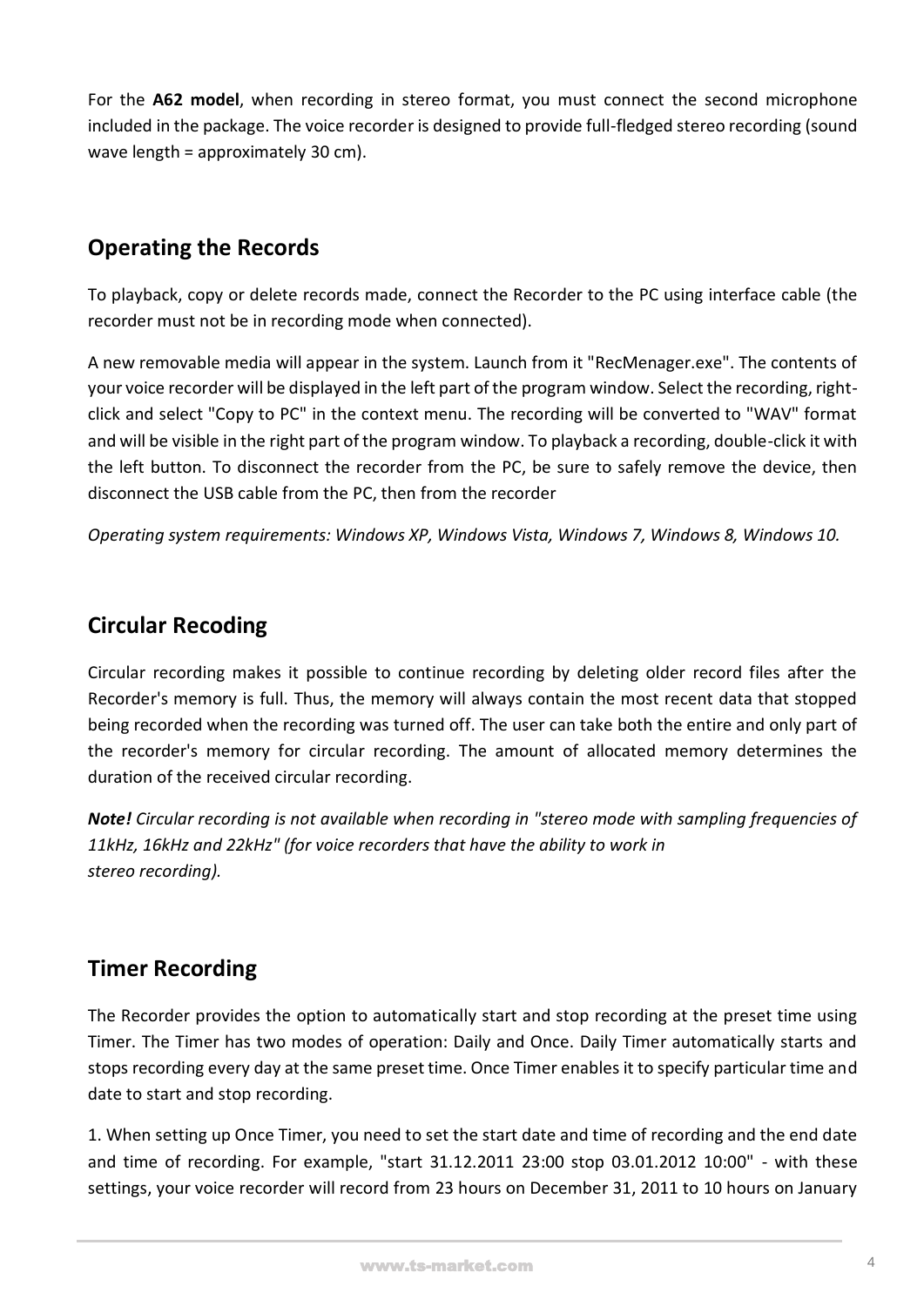For the **A62 model**, when recording in stereo format, you must connect the second microphone included in the package. The voice recorder is designed to provide full-fledged stereo recording (sound wave length = approximately 30 cm).

## Operating the Records

To playback, copy or delete records made, connect the Recorder to the PC using interface cable (the recorder must not be in recording mode when connected).

A new removable media will appear in the system. Launch from it "RecMenager.exe". The contents of your voice recorder will be displayed in the left part of the program window. Select the recording, right-click and select "Copy to PC" in the context menu. The recording will be converted to "WAV" format and will be visible in the right part of the program window. To playback a recording, double-click it with the left button. To disconnect the recorder from the PC, be sure to safely remove the device, then disconnect the USB cable from the PC, then from the recorder

*Operating system requirements: Windows XP, Windows Vista, Windows 7, Windows 8, Windows 10.*

## Circular Recoding

Circular recording makes it possible to continue recording by deleting older record files after the Recorder's memory is full. Thus, the memory will always contain the most recent data that stopped being recorded when the recording was turned off. The user can take both the entire and only part of the recorder's memory for circular recording. The amount of allocated memory determines the duration of the received circular recording.

***Note!*** *Circular recording is not available when recording in "stereo mode with sampling frequencies of 11kHz, 16kHz and 22kHz" (for voice recorders that have the ability to work in stereo recording).*

## Timer Recording

The Recorder provides the option to automatically start and stop recording at the preset time using Timer. The Timer has two modes of operation: Daily and Once. Daily Timer automatically starts and stops recording every day at the same preset time. Once Timer enables it to specify particular time and date to start and stop recording.

1. When setting up Once Timer, you need to set the start date and time of recording and the end date and time of recording. For example, "start 31.12.2011 23:00 stop 03.01.2012 10:00" - with these settings, your voice recorder will record from 23 hours on December 31, 2011 to 10 hours on January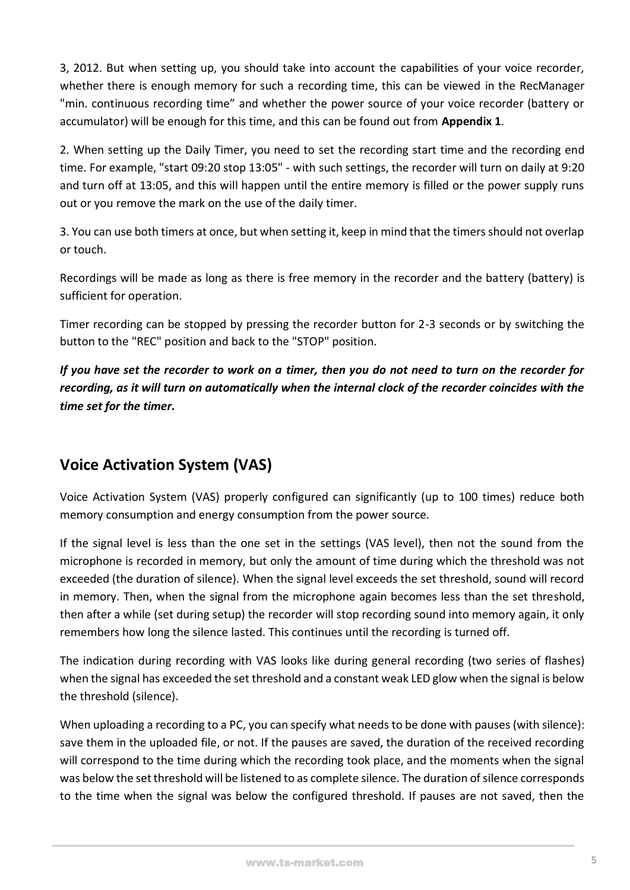3, 2012. But when setting up, you should take into account the capabilities of your voice recorder, whether there is enough memory for such a recording time, this can be viewed in the RecManager "min. continuous recording time" and whether the power source of your voice recorder (battery or accumulator) will be enough for this time, and this can be found out from **Appendix 1**.

2. When setting up the Daily Timer, you need to set the recording start time and the recording end time. For example, "start 09:20 stop 13:05" - with such settings, the recorder will turn on daily at 9:20 and turn off at 13:05, and this will happen until the entire memory is filled or the power supply runs out or you remove the mark on the use of the daily timer.

3. You can use both timers at once, but when setting it, keep in mind that the timers should not overlap or touch.

Recordings will be made as long as there is free memory in the recorder and the battery (battery) is sufficient for operation.

Timer recording can be stopped by pressing the recorder button for 2-3 seconds or by switching the button to the "REC" position and back to the "STOP" position.

***If you have set the recorder to work on a timer, then you do not need to turn on the recorder for recording, as it will turn on automatically when the internal clock of the recorder coincides with the time set for the timer.***

## Voice Activation System (VAS)

Voice Activation System (VAS) properly configured can significantly (up to 100 times) reduce both memory consumption and energy consumption from the power source.

If the signal level is less than the one set in the settings (VAS level), then not the sound from the microphone is recorded in memory, but only the amount of time during which the threshold was not exceeded (the duration of silence). When the signal level exceeds the set threshold, sound will record in memory. Then, when the signal from the microphone again becomes less than the set threshold, then after a while (set during setup) the recorder will stop recording sound into memory again, it only remembers how long the silence lasted. This continues until the recording is turned off.

The indication during recording with VAS looks like during general recording (two series of flashes) when the signal has exceeded the set threshold and a constant weak LED glow when the signal is below the threshold (silence).

When uploading a recording to a PC, you can specify what needs to be done with pauses (with silence): save them in the uploaded file, or not. If the pauses are saved, the duration of the received recording will correspond to the time during which the recording took place, and the moments when the signal was below the set threshold will be listened to as complete silence. The duration of silence corresponds to the time when the signal was below the configured threshold. If pauses are not saved, then the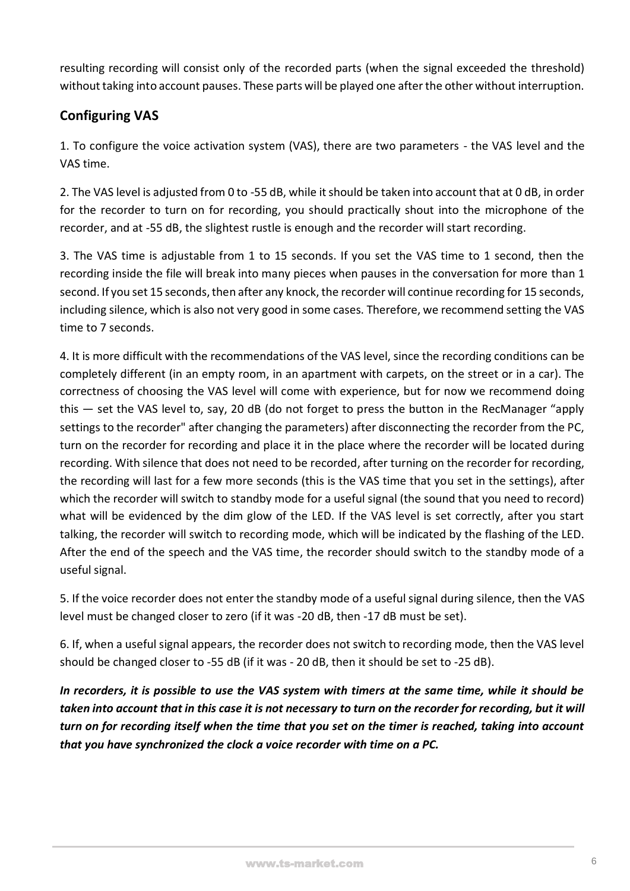resulting recording will consist only of the recorded parts (when the signal exceeded the threshold) without taking into account pauses. These parts will be played one after the other without interruption.

## Configuring VAS

1. To configure the voice activation system (VAS), there are two parameters - the VAS level and the VAS time.

2. The VAS level is adjusted from 0 to -55 dB, while it should be taken into account that at 0 dB, in order for the recorder to turn on for recording, you should practically shout into the microphone of the recorder, and at -55 dB, the slightest rustle is enough and the recorder will start recording.

3. The VAS time is adjustable from 1 to 15 seconds. If you set the VAS time to 1 second, then the recording inside the file will break into many pieces when pauses in the conversation for more than 1 second. If you set 15 seconds, then after any knock, the recorder will continue recording for 15 seconds, including silence, which is also not very good in some cases. Therefore, we recommend setting the VAS time to 7 seconds.

4. It is more difficult with the recommendations of the VAS level, since the recording conditions can be completely different (in an empty room, in an apartment with carpets, on the street or in a car). The correctness of choosing the VAS level will come with experience, but for now we recommend doing this — set the VAS level to, say, 20 dB (do not forget to press the button in the RecManager "apply settings to the recorder" after changing the parameters) after disconnecting the recorder from the PC, turn on the recorder for recording and place it in the place where the recorder will be located during recording. With silence that does not need to be recorded, after turning on the recorder for recording, the recording will last for a few more seconds (this is the VAS time that you set in the settings), after which the recorder will switch to standby mode for a useful signal (the sound that you need to record) what will be evidenced by the dim glow of the LED. If the VAS level is set correctly, after you start talking, the recorder will switch to recording mode, which will be indicated by the flashing of the LED. After the end of the speech and the VAS time, the recorder should switch to the standby mode of a useful signal.

5. If the voice recorder does not enter the standby mode of a useful signal during silence, then the VAS level must be changed closer to zero (if it was -20 dB, then -17 dB must be set).

6. If, when a useful signal appears, the recorder does not switch to recording mode, then the VAS level should be changed closer to -55 dB (if it was - 20 dB, then it should be set to -25 dB).

***In recorders, it is possible to use the VAS system with timers at the same time, while it should be taken into account that in this case it is not necessary to turn on the recorder for recording, but it will turn on for recording itself when the time that you set on the timer is reached, taking into account that you have synchronized the clock a voice recorder with time on a PC.***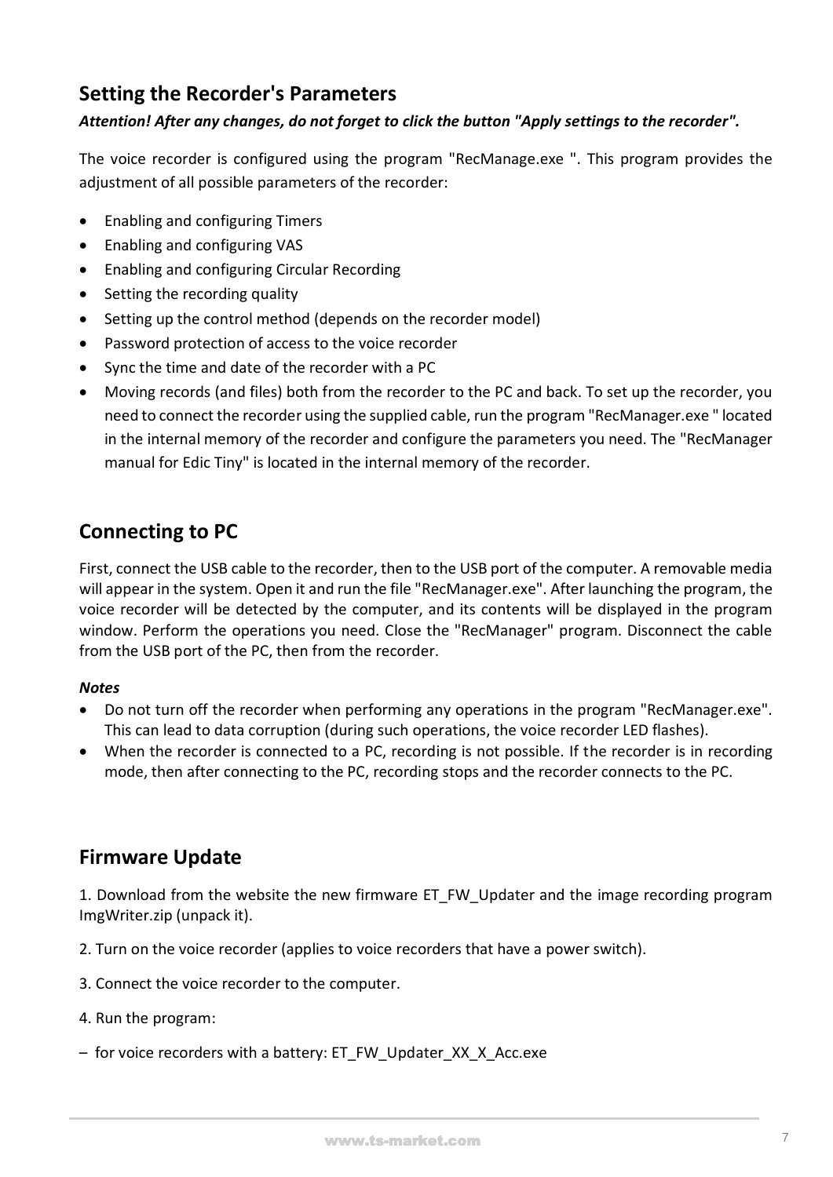## Setting the Recorder's Parameters

***Attention! After any changes, do not forget to click the button "Apply settings to the recorder".***

The voice recorder is configured using the program "RecManage.exe ". This program provides the adjustment of all possible parameters of the recorder:

- Enabling and configuring Timers
- Enabling and configuring VAS
- Enabling and configuring Circular Recording
- Setting the recording quality
- Setting up the control method (depends on the recorder model)
- Password protection of access to the voice recorder
- Sync the time and date of the recorder with a PC
- Moving records (and files) both from the recorder to the PC and back. To set up the recorder, you need to connect the recorder using the supplied cable, run the program "RecManager.exe " located in the internal memory of the recorder and configure the parameters you need. The "RecManager manual for Edic Tiny" is located in the internal memory of the recorder.

## Connecting to PC

First, connect the USB cable to the recorder, then to the USB port of the computer. A removable media will appear in the system. Open it and run the file "RecManager.exe". After launching the program, the voice recorder will be detected by the computer, and its contents will be displayed in the program window. Perform the operations you need. Close the "RecManager" program. Disconnect the cable from the USB port of the PC, then from the recorder.

***Notes***

- Do not turn off the recorder when performing any operations in the program "RecManager.exe". This can lead to data corruption (during such operations, the voice recorder LED flashes).
- When the recorder is connected to a PC, recording is not possible. If the recorder is in recording mode, then after connecting to the PC, recording stops and the recorder connects to the PC.

## Firmware Update

1. Download from the website the new firmware ET_FW_Updater and the image recording program ImgWriter.zip (unpack it).

2. Turn on the voice recorder (applies to voice recorders that have a power switch).

3. Connect the voice recorder to the computer.

4. Run the program:

– for voice recorders with a battery: ET_FW_Updater_XX_X_Acc.exe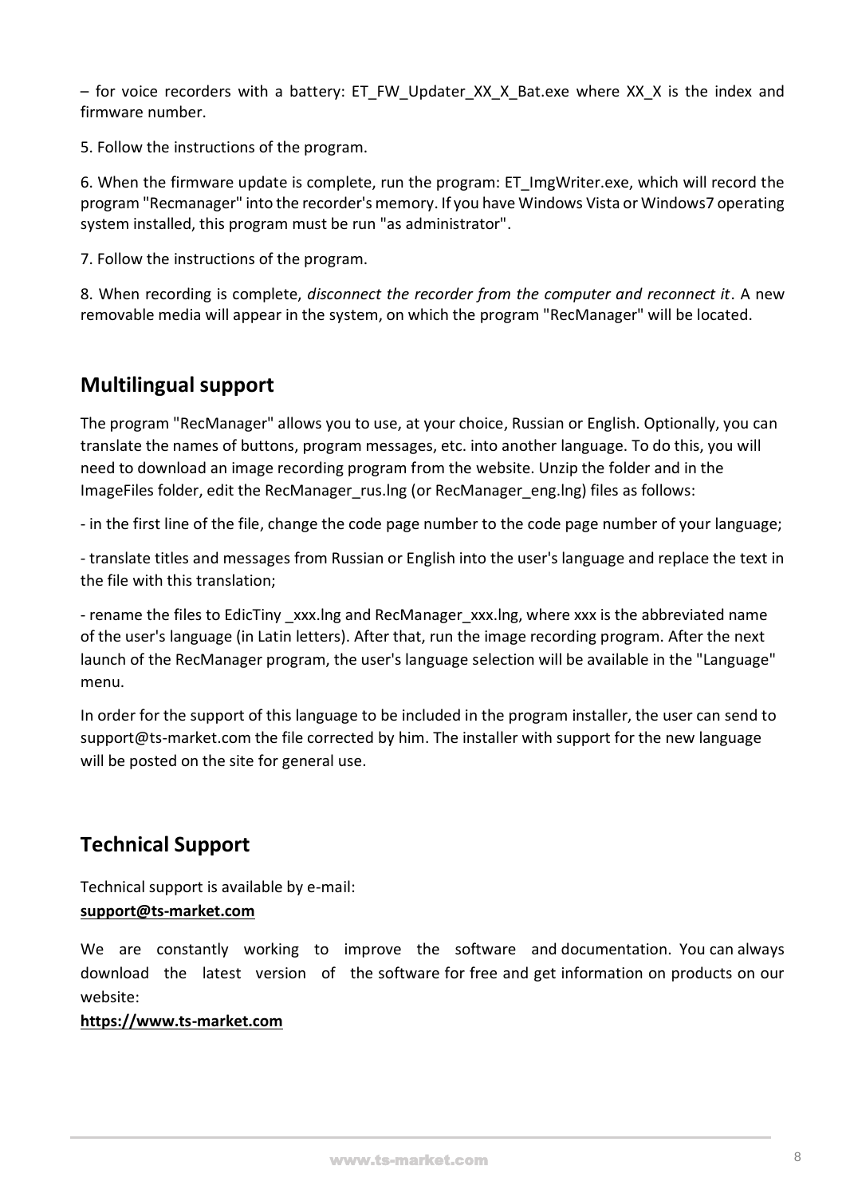– for voice recorders with a battery: ET_FW_Updater_XX_X_Bat.exe where XX_X is the index and firmware number.

5. Follow the instructions of the program.

6. When the firmware update is complete, run the program: ET_ImgWriter.exe, which will record the program "Recmanager" into the recorder's memory. If you have Windows Vista or Windows7 operating system installed, this program must be run "as administrator".

7. Follow the instructions of the program.

8. When recording is complete, *disconnect the recorder from the computer and reconnect it*. A new removable media will appear in the system, on which the program "RecManager" will be located.

## Multilingual support

The program "RecManager" allows you to use, at your choice, Russian or English. Optionally, you can translate the names of buttons, program messages, etc. into another language. To do this, you will need to download an image recording program from the website. Unzip the folder and in the ImageFiles folder, edit the RecManager_rus.lng (or RecManager_eng.lng) files as follows:

- in the first line of the file, change the code page number to the code page number of your language;

- translate titles and messages from Russian or English into the user's language and replace the text in the file with this translation;

- rename the files to EdicTiny _xxx.lng and RecManager_xxx.lng, where xxx is the abbreviated name of the user's language (in Latin letters). After that, run the image recording program. After the next launch of the RecManager program, the user's language selection will be available in the "Language" menu.

In order for the support of this language to be included in the program installer, the user can send to support@ts-market.com the file corrected by him. The installer with support for the new language will be posted on the site for general use.

## Technical Support

Technical support is available by e-mail:
**support@ts-market.com**

We are constantly working to improve the software and documentation. You can always download the latest version of the software for free and get information on products on our website:
**https://www.ts-market.com**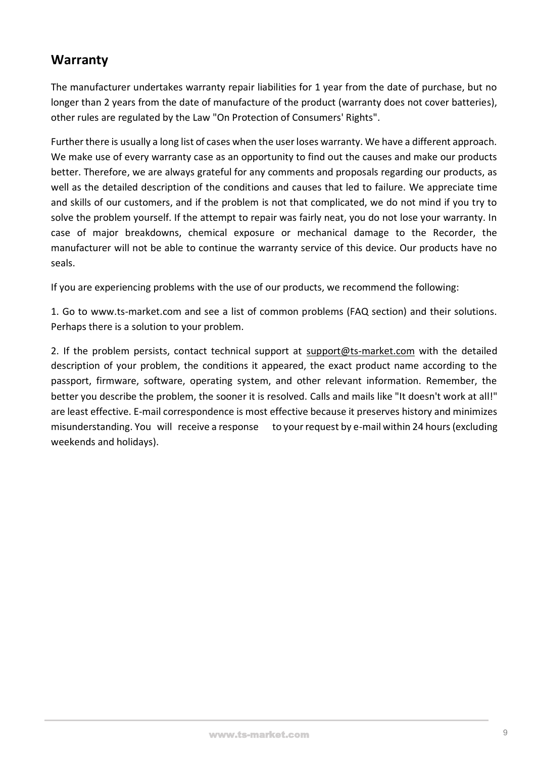## Warranty

The manufacturer undertakes warranty repair liabilities for 1 year from the date of purchase, but no longer than 2 years from the date of manufacture of the product (warranty does not cover batteries), other rules are regulated by the Law "On Protection of Consumers' Rights".

Further there is usually a long list of cases when the user loses warranty. We have a different approach. We make use of every warranty case as an opportunity to find out the causes and make our products better. Therefore, we are always grateful for any comments and proposals regarding our products, as well as the detailed description of the conditions and causes that led to failure. We appreciate time and skills of our customers, and if the problem is not that complicated, we do not mind if you try to solve the problem yourself. If the attempt to repair was fairly neat, you do not lose your warranty. In case of major breakdowns, chemical exposure or mechanical damage to the Recorder, the manufacturer will not be able to continue the warranty service of this device. Our products have no seals.

If you are experiencing problems with the use of our products, we recommend the following:

1. Go to www.ts-market.com and see a list of common problems (FAQ section) and their solutions. Perhaps there is a solution to your problem.

2. If the problem persists, contact technical support at support@ts-market.com with the detailed description of your problem, the conditions it appeared, the exact product name according to the passport, firmware, software, operating system, and other relevant information. Remember, the better you describe the problem, the sooner it is resolved. Calls and mails like "It doesn't work at all!" are least effective. E-mail correspondence is most effective because it preserves history and minimizes misunderstanding. You will receive a response to your request by e-mail within 24 hours (excluding weekends and holidays).